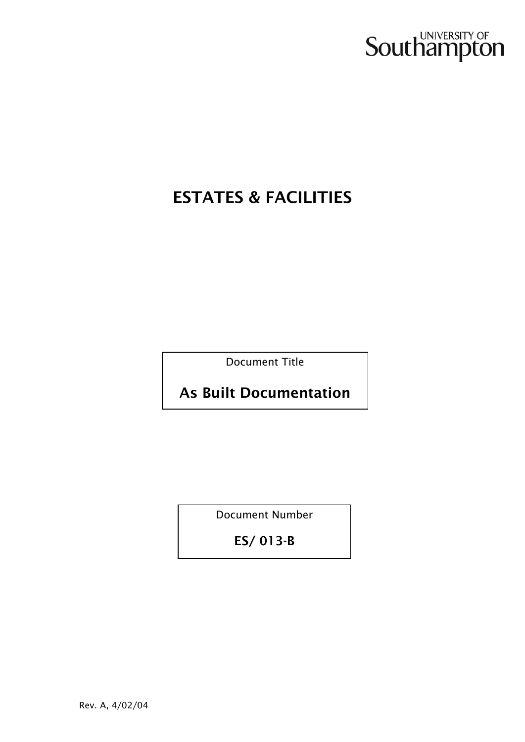University of Southampton

# ESTATES & FACILITIES

Document Title

**As Built Documentation**

Document Number

**ES/ 013-B**

Rev. A, 4/02/04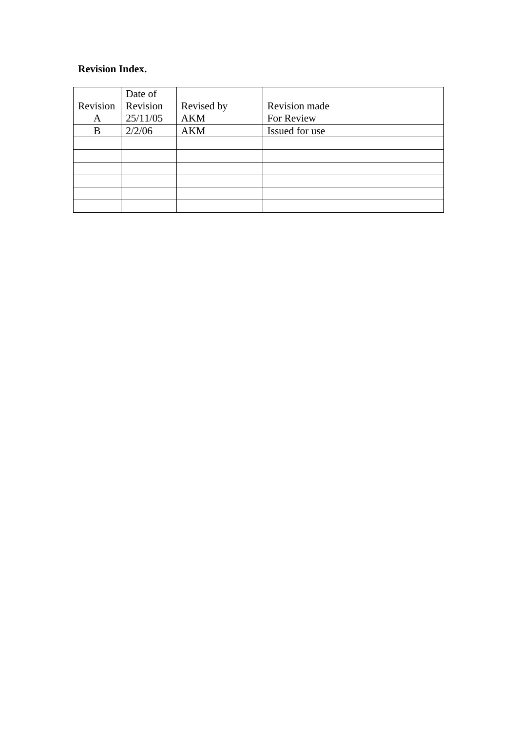**Revision Index.**

| Revision | Date of Revision | Revised by | Revision made |
|---|---|---|---|
| A | 25/11/05 | AKM | For Review |
| B | 2/2/06 | AKM | Issued for use |
| | | | |
| | | | |
| | | | |
| | | | |
| | | | |
| | | | |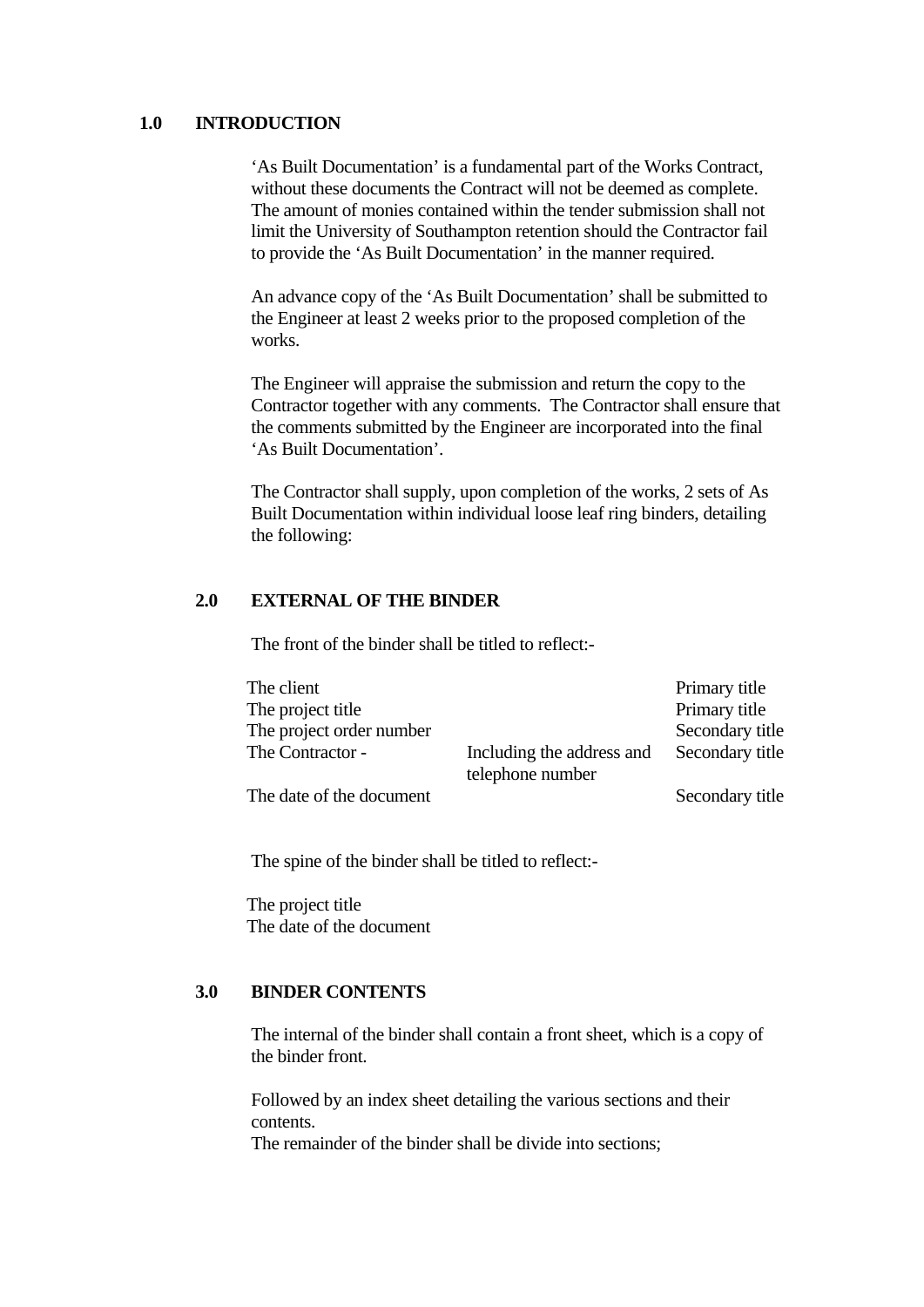## 1.0 INTRODUCTION

'As Built Documentation' is a fundamental part of the Works Contract, without these documents the Contract will not be deemed as complete. The amount of monies contained within the tender submission shall not limit the University of Southampton retention should the Contractor fail to provide the 'As Built Documentation' in the manner required.

An advance copy of the 'As Built Documentation' shall be submitted to the Engineer at least 2 weeks prior to the proposed completion of the works.

The Engineer will appraise the submission and return the copy to the Contractor together with any comments. The Contractor shall ensure that the comments submitted by the Engineer are incorporated into the final 'As Built Documentation'.

The Contractor shall supply, upon completion of the works, 2 sets of As Built Documentation within individual loose leaf ring binders, detailing the following:

## 2.0 EXTERNAL OF THE BINDER

The front of the binder shall be titled to reflect:-

| | | |
|---|---|---|
| The client | | Primary title |
| The project title | | Primary title |
| The project order number | | Secondary title |
| The Contractor - | Including the address and telephone number | Secondary title |
| The date of the document | | Secondary title |

The spine of the binder shall be titled to reflect:-

The project title
The date of the document

## 3.0 BINDER CONTENTS

The internal of the binder shall contain a front sheet, which is a copy of the binder front.

Followed by an index sheet detailing the various sections and their contents.
The remainder of the binder shall be divide into sections;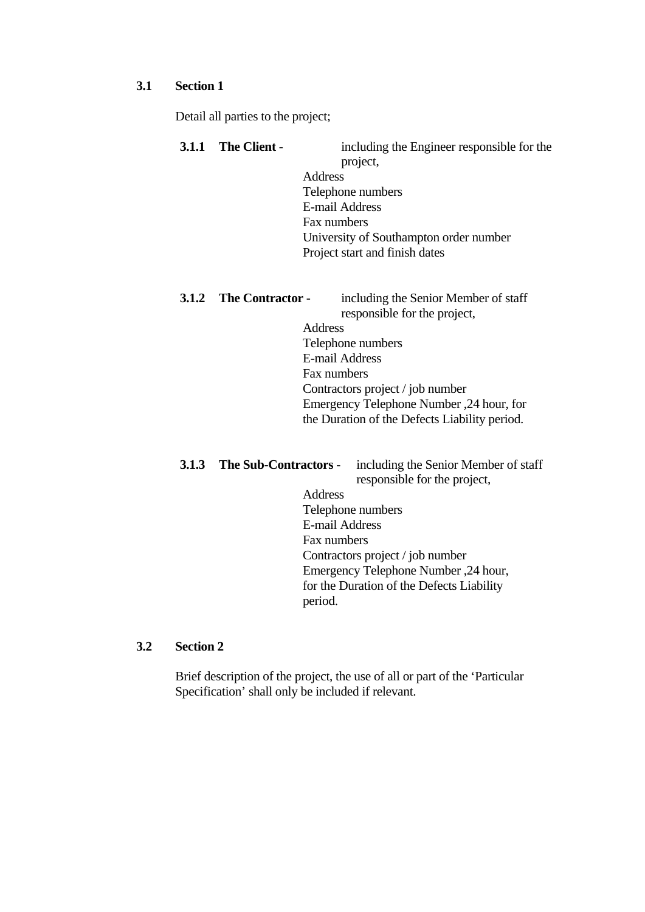### 3.1 Section 1

Detail all parties to the project;

**3.1.1 The Client** - including the Engineer responsible for the project,

Address
Telephone numbers
E-mail Address
Fax numbers
University of Southampton order number
Project start and finish dates

**3.1.2 The Contractor** - including the Senior Member of staff responsible for the project,

Address
Telephone numbers
E-mail Address
Fax numbers
Contractors project / job number
Emergency Telephone Number ,24 hour, for the Duration of the Defects Liability period.

**3.1.3 The Sub-Contractors** - including the Senior Member of staff responsible for the project,

Address
Telephone numbers
E-mail Address
Fax numbers
Contractors project / job number
Emergency Telephone Number ,24 hour, for the Duration of the Defects Liability period.

### 3.2 Section 2

Brief description of the project, the use of all or part of the 'Particular Specification' shall only be included if relevant.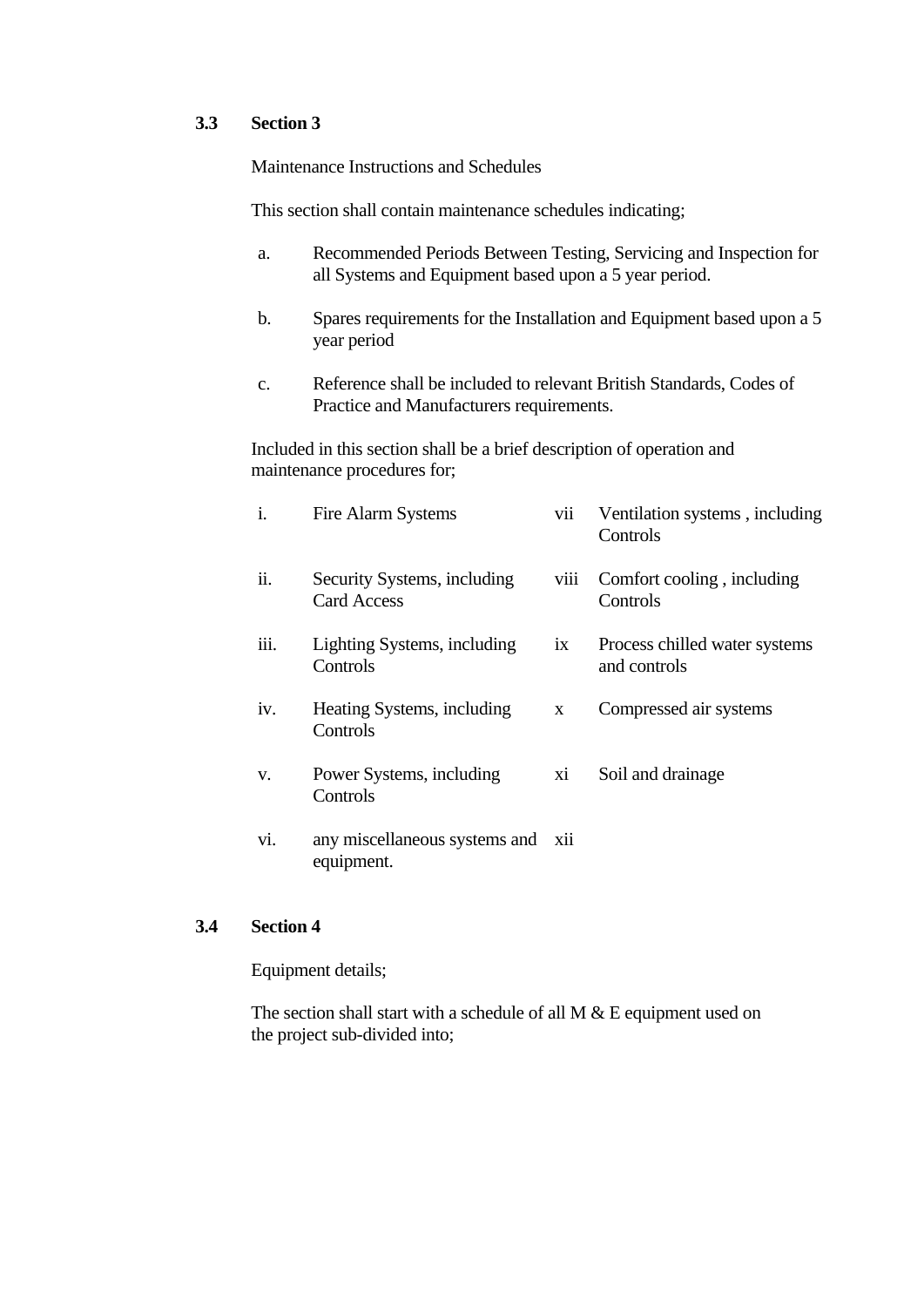### 3.3 Section 3

Maintenance Instructions and Schedules

This section shall contain maintenance schedules indicating;

a. Recommended Periods Between Testing, Servicing and Inspection for all Systems and Equipment based upon a 5 year period.

b. Spares requirements for the Installation and Equipment based upon a 5 year period

c. Reference shall be included to relevant British Standards, Codes of Practice and Manufacturers requirements.

Included in this section shall be a brief description of operation and maintenance procedures for;

| | | | |
|---|---|---|---|
| i. | Fire Alarm Systems | vii | Ventilation systems , including Controls |
| ii. | Security Systems, including Card Access | viii | Comfort cooling , including Controls |
| iii. | Lighting Systems, including Controls | ix | Process chilled water systems and controls |
| iv. | Heating Systems, including Controls | x | Compressed air systems |
| v. | Power Systems, including Controls | xi | Soil and drainage |
| vi. | any miscellaneous systems and equipment. | xii | |

### 3.4 Section 4

Equipment details;

The section shall start with a schedule of all M & E equipment used on the project sub-divided into;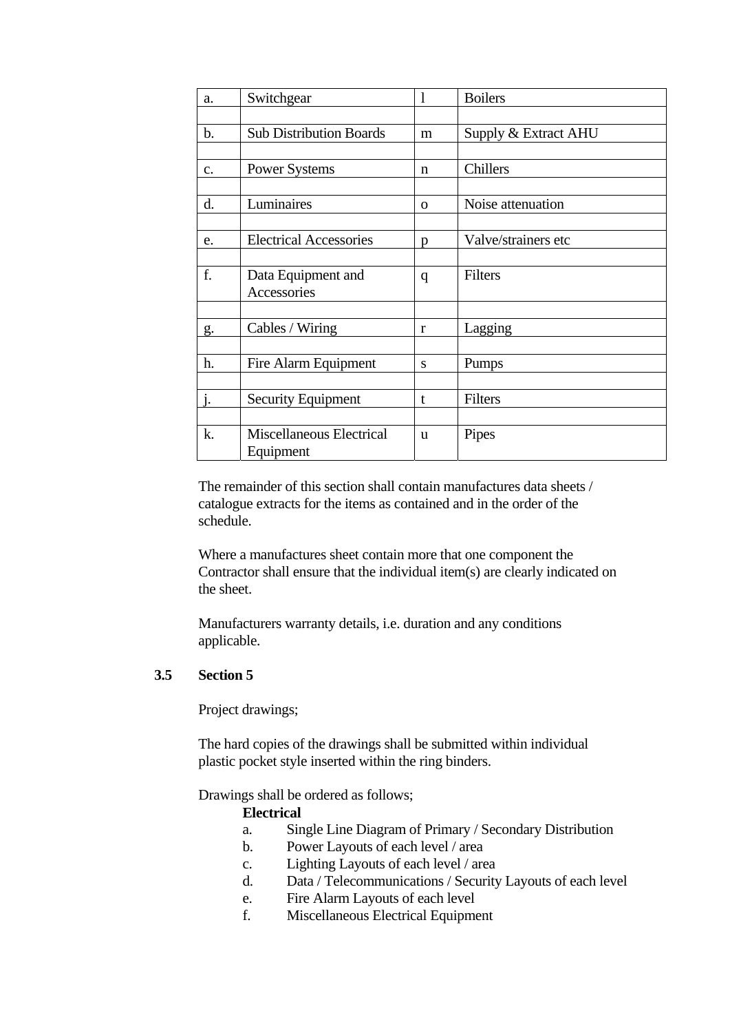| a. | Switchgear | l | Boilers |
|---|---|---|---|
| | | | |
| b. | Sub Distribution Boards | m | Supply & Extract AHU |
| | | | |
| c. | Power Systems | n | Chillers |
| | | | |
| d. | Luminaires | o | Noise attenuation |
| | | | |
| e. | Electrical Accessories | p | Valve/strainers etc |
| | | | |
| f. | Data Equipment and Accessories | q | Filters |
| | | | |
| g. | Cables / Wiring | r | Lagging |
| | | | |
| h. | Fire Alarm Equipment | s | Pumps |
| | | | |
| j. | Security Equipment | t | Filters |
| | | | |
| k. | Miscellaneous Electrical Equipment | u | Pipes |

The remainder of this section shall contain manufactures data sheets / catalogue extracts for the items as contained and in the order of the schedule.

Where a manufactures sheet contain more that one component the Contractor shall ensure that the individual item(s) are clearly indicated on the sheet.

Manufacturers warranty details, i.e. duration and any conditions applicable.

### 3.5 Section 5

Project drawings;

The hard copies of the drawings shall be submitted within individual plastic pocket style inserted within the ring binders.

Drawings shall be ordered as follows;

**Electrical**

a. Single Line Diagram of Primary / Secondary Distribution
b. Power Layouts of each level / area
c. Lighting Layouts of each level / area
d. Data / Telecommunications / Security Layouts of each level
e. Fire Alarm Layouts of each level
f. Miscellaneous Electrical Equipment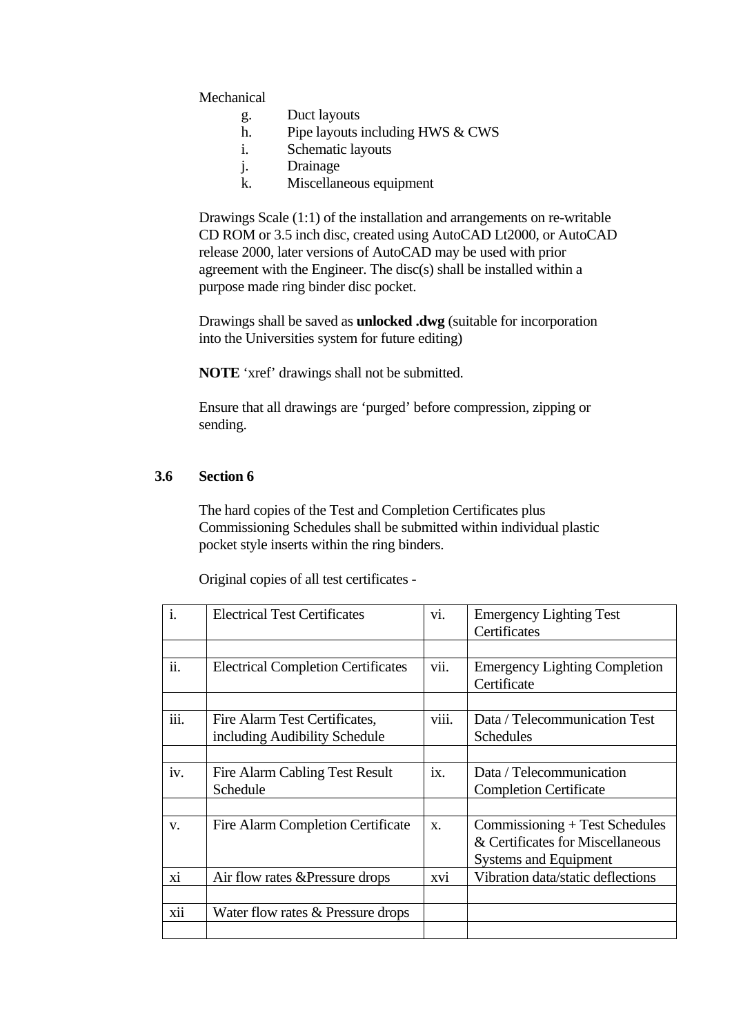Mechanical

g. Duct layouts
h. Pipe layouts including HWS & CWS
i. Schematic layouts
j. Drainage
k. Miscellaneous equipment

Drawings Scale (1:1) of the installation and arrangements on re-writable CD ROM or 3.5 inch disc, created using AutoCAD Lt2000, or AutoCAD release 2000, later versions of AutoCAD may be used with prior agreement with the Engineer. The disc(s) shall be installed within a purpose made ring binder disc pocket.

Drawings shall be saved as **unlocked .dwg** (suitable for incorporation into the Universities system for future editing)

**NOTE** 'xref' drawings shall not be submitted.

Ensure that all drawings are 'purged' before compression, zipping or sending.

### 3.6 Section 6

The hard copies of the Test and Completion Certificates plus Commissioning Schedules shall be submitted within individual plastic pocket style inserts within the ring binders.

Original copies of all test certificates -

| | | | |
|---|---|---|---|
| i. | Electrical Test Certificates | vi. | Emergency Lighting Test Certificates |
| | | | |
| ii. | Electrical Completion Certificates | vii. | Emergency Lighting Completion Certificate |
| | | | |
| iii. | Fire Alarm Test Certificates, including Audibility Schedule | viii. | Data / Telecommunication Test Schedules |
| | | | |
| iv. | Fire Alarm Cabling Test Result Schedule | ix. | Data / Telecommunication Completion Certificate |
| | | | |
| v. | Fire Alarm Completion Certificate | x. | Commissioning + Test Schedules & Certificates for Miscellaneous Systems and Equipment |
| xi | Air flow rates &Pressure drops | xvi | Vibration data/static deflections |
| | | | |
| xii | Water flow rates & Pressure drops | | |
| | | | |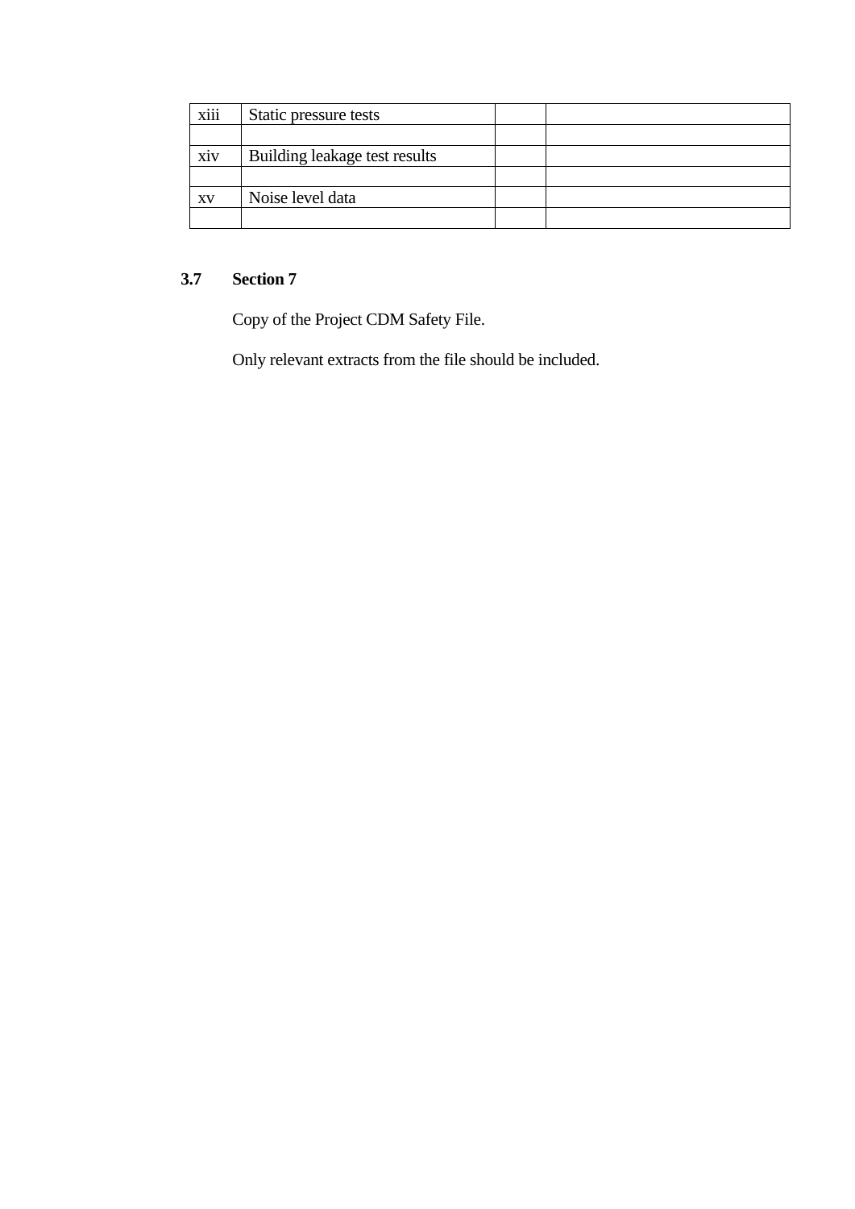| | | | |
|---|---|---|---|
| xiii | Static pressure tests | | |
| | | | |
| xiv | Building leakage test results | | |
| | | | |
| xv | Noise level data | | |
| | | | |

### 3.7 Section 7

Copy of the Project CDM Safety File.

Only relevant extracts from the file should be included.